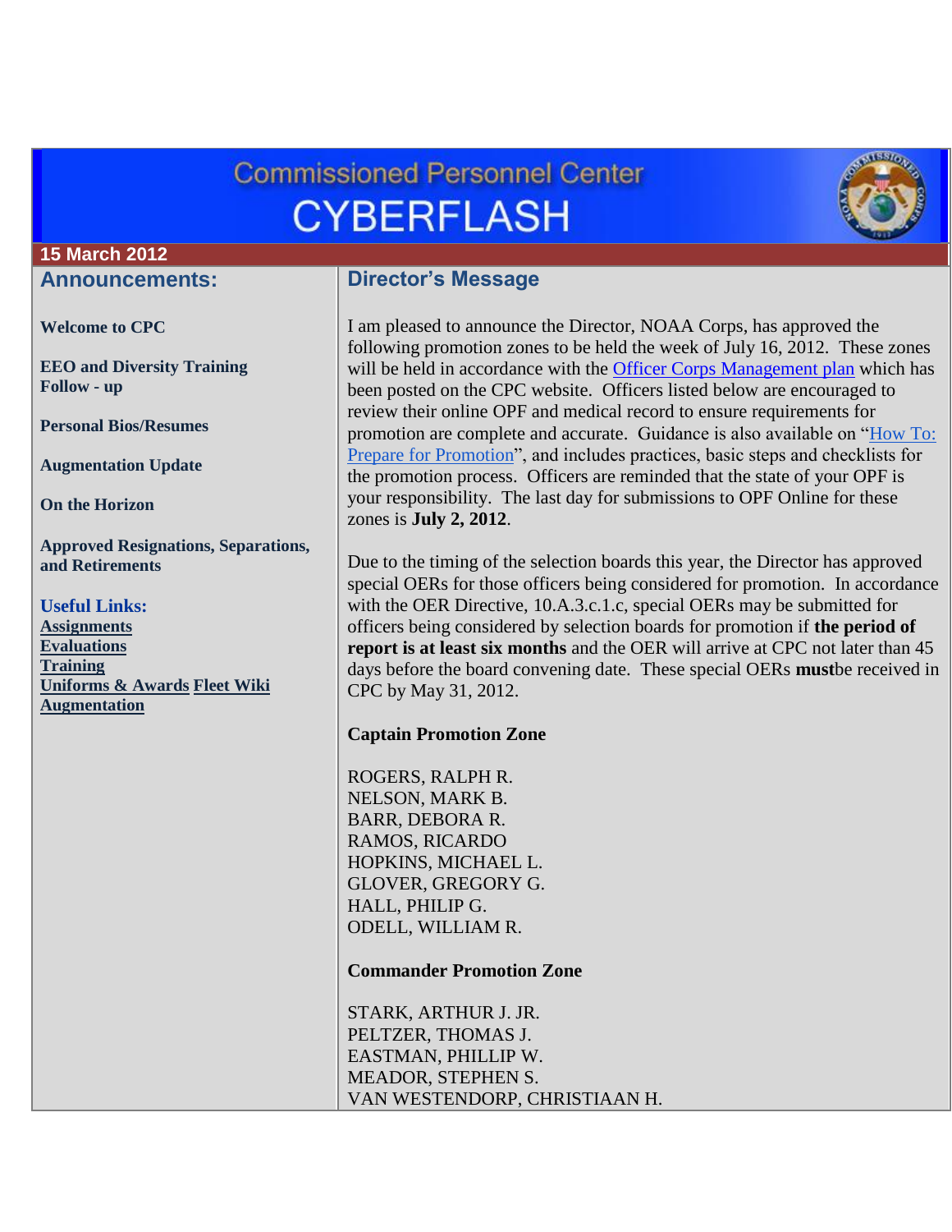# Commissioned Personnel Center CYBERFLASH

**15 March 2012**

## Announcements:

**Welcome to CPC**

**EEO and Diversity Training Follow - up**

**Personal Bios/Resumes**

**Augmentation Update**

**On the Horizon**

**Approved Resignations, Separations, and Retirements**

**Useful Links:**

**Assignments**
**Evaluations**
**Training**
**Uniforms & Awards** **Fleet Wiki**
**Augmentation**

## Director's Message

I am pleased to announce the Director, NOAA Corps, has approved the following promotion zones to be held the week of July 16, 2012. These zones will be held in accordance with the Officer Corps Management plan which has been posted on the CPC website. Officers listed below are encouraged to review their online OPF and medical record to ensure requirements for promotion are complete and accurate. Guidance is also available on "How To: Prepare for Promotion", and includes practices, basic steps and checklists for the promotion process. Officers are reminded that the state of your OPF is your responsibility. The last day for submissions to OPF Online for these zones is **July 2, 2012**.

Due to the timing of the selection boards this year, the Director has approved special OERs for those officers being considered for promotion. In accordance with the OER Directive, 10.A.3.c.1.c, special OERs may be submitted for officers being considered by selection boards for promotion if **the period of report is at least six months** and the OER will arrive at CPC not later than 45 days before the board convening date. These special OERs **must**be received in CPC by May 31, 2012.

**Captain Promotion Zone**

ROGERS, RALPH R.
NELSON, MARK B.
BARR, DEBORA R.
RAMOS, RICARDO
HOPKINS, MICHAEL L.
GLOVER, GREGORY G.
HALL, PHILIP G.
ODELL, WILLIAM R.

**Commander Promotion Zone**

STARK, ARTHUR J. JR.
PELTZER, THOMAS J.
EASTMAN, PHILLIP W.
MEADOR, STEPHEN S.
VAN WESTENDORP, CHRISTIAAN H.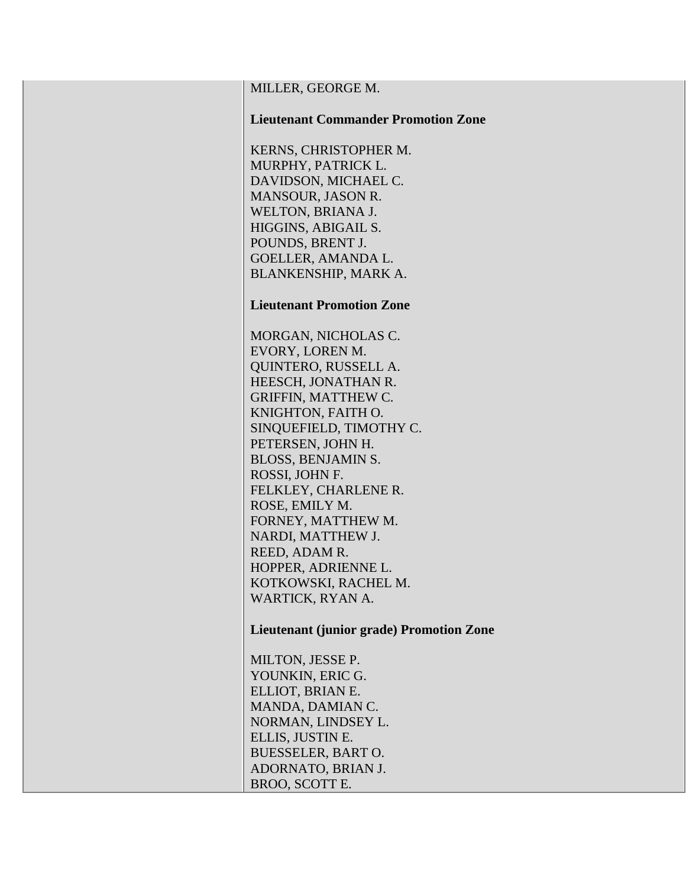| | MILLER, GEORGE M.<br><br>**Lieutenant Commander Promotion Zone**<br><br>KERNS, CHRISTOPHER M.<br>MURPHY, PATRICK L.<br>DAVIDSON, MICHAEL C.<br>MANSOUR, JASON R.<br>WELTON, BRIANA J.<br>HIGGINS, ABIGAIL S.<br>POUNDS, BRENT J.<br>GOELLER, AMANDA L.<br>BLANKENSHIP, MARK A.<br><br>**Lieutenant Promotion Zone**<br><br>MORGAN, NICHOLAS C.<br>EVORY, LOREN M.<br>QUINTERO, RUSSELL A.<br>HEESCH, JONATHAN R.<br>GRIFFIN, MATTHEW C.<br>KNIGHTON, FAITH O.<br>SINQUEFIELD, TIMOTHY C.<br>PETERSEN, JOHN H.<br>BLOSS, BENJAMIN S.<br>ROSSI, JOHN F.<br>FELKLEY, CHARLENE R.<br>ROSE, EMILY M.<br>FORNEY, MATTHEW M.<br>NARDI, MATTHEW J.<br>REED, ADAM R.<br>HOPPER, ADRIENNE L.<br>KOTKOWSKI, RACHEL M.<br>WARTICK, RYAN A.<br><br>**Lieutenant (junior grade) Promotion Zone**<br><br>MILTON, JESSE P.<br>YOUNKIN, ERIC G.<br>ELLIOT, BRIAN E.<br>MANDA, DAMIAN C.<br>NORMAN, LINDSEY L.<br>ELLIS, JUSTIN E.<br>BUESSELER, BART O.<br>ADORNATO, BRIAN J.<br>BROO, SCOTT E. |
|---|---|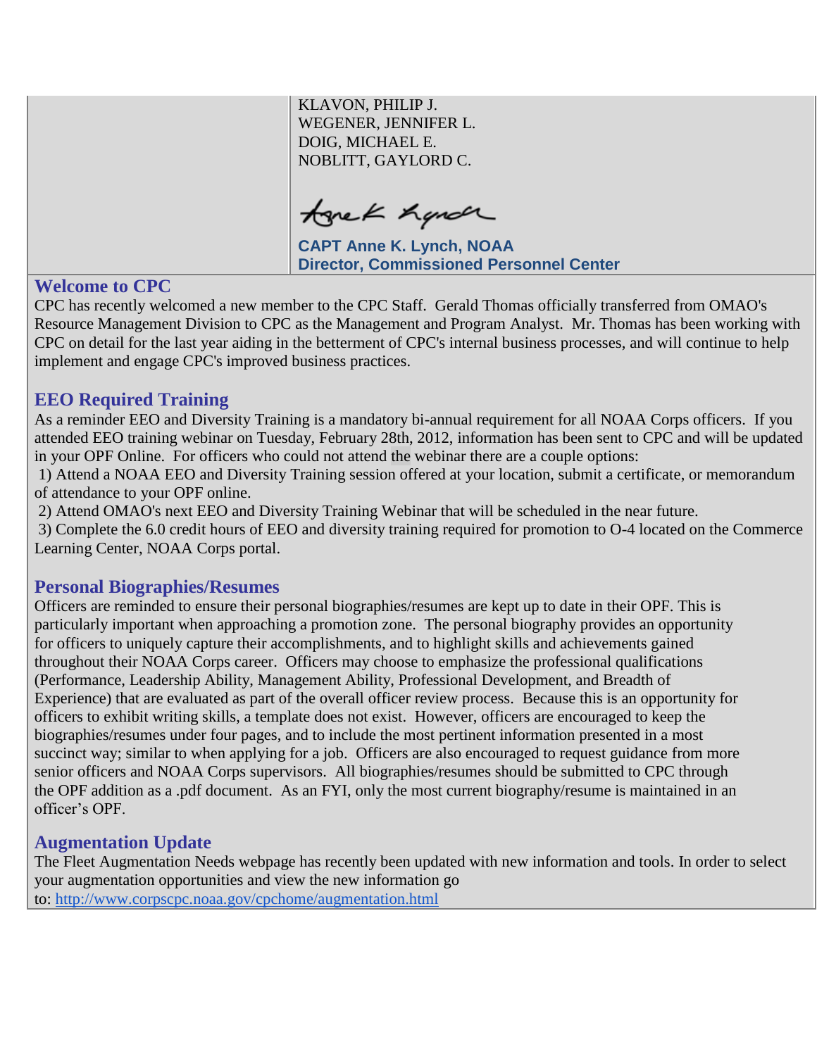KLAVON, PHILIP J.
WEGENER, JENNIFER L.
DOIG, MICHAEL E.
NOBLITT, GAYLORD C.

**CAPT Anne K. Lynch, NOAA**
**Director, Commissioned Personnel Center**

## Welcome to CPC

CPC has recently welcomed a new member to the CPC Staff. Gerald Thomas officially transferred from OMAO's Resource Management Division to CPC as the Management and Program Analyst. Mr. Thomas has been working with CPC on detail for the last year aiding in the betterment of CPC's internal business processes, and will continue to help implement and engage CPC's improved business practices.

## EEO Required Training

As a reminder EEO and Diversity Training is a mandatory bi-annual requirement for all NOAA Corps officers. If you attended EEO training webinar on Tuesday, February 28th, 2012, information has been sent to CPC and will be updated in your OPF Online. For officers who could not attend the webinar there are a couple options:

1) Attend a NOAA EEO and Diversity Training session offered at your location, submit a certificate, or memorandum of attendance to your OPF online.
2) Attend OMAO's next EEO and Diversity Training Webinar that will be scheduled in the near future.
3) Complete the 6.0 credit hours of EEO and diversity training required for promotion to O-4 located on the Commerce Learning Center, NOAA Corps portal.

## Personal Biographies/Resumes

Officers are reminded to ensure their personal biographies/resumes are kept up to date in their OPF. This is particularly important when approaching a promotion zone. The personal biography provides an opportunity for officers to uniquely capture their accomplishments, and to highlight skills and achievements gained throughout their NOAA Corps career. Officers may choose to emphasize the professional qualifications (Performance, Leadership Ability, Management Ability, Professional Development, and Breadth of Experience) that are evaluated as part of the overall officer review process. Because this is an opportunity for officers to exhibit writing skills, a template does not exist. However, officers are encouraged to keep the biographies/resumes under four pages, and to include the most pertinent information presented in a most succinct way; similar to when applying for a job. Officers are also encouraged to request guidance from more senior officers and NOAA Corps supervisors. All biographies/resumes should be submitted to CPC through the OPF addition as a .pdf document. As an FYI, only the most current biography/resume is maintained in an officer's OPF.

## Augmentation Update

The Fleet Augmentation Needs webpage has recently been updated with new information and tools. In order to select your augmentation opportunities and view the new information go to: http://www.corpscpc.noaa.gov/cpchome/augmentation.html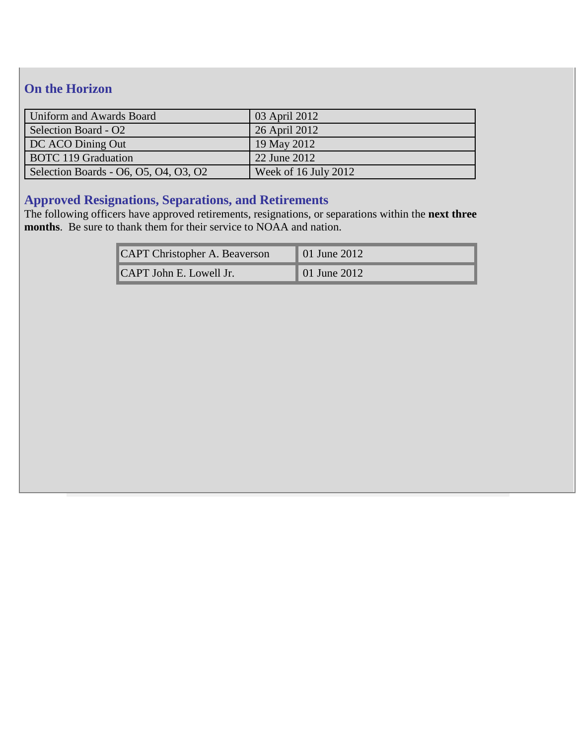## On the Horizon

| | |
|---|---|
| Uniform and Awards Board | 03 April 2012 |
| Selection Board - O2 | 26 April 2012 |
| DC ACO Dining Out | 19 May 2012 |
| BOTC 119 Graduation | 22 June 2012 |
| Selection Boards - O6, O5, O4, O3, O2 | Week of 16 July 2012 |

## Approved Resignations, Separations, and Retirements

The following officers have approved retirements, resignations, or separations within the **next three months**. Be sure to thank them for their service to NOAA and nation.

| | |
|---|---|
| CAPT Christopher A. Beaverson | 01 June 2012 |
| CAPT John E. Lowell Jr. | 01 June 2012 |